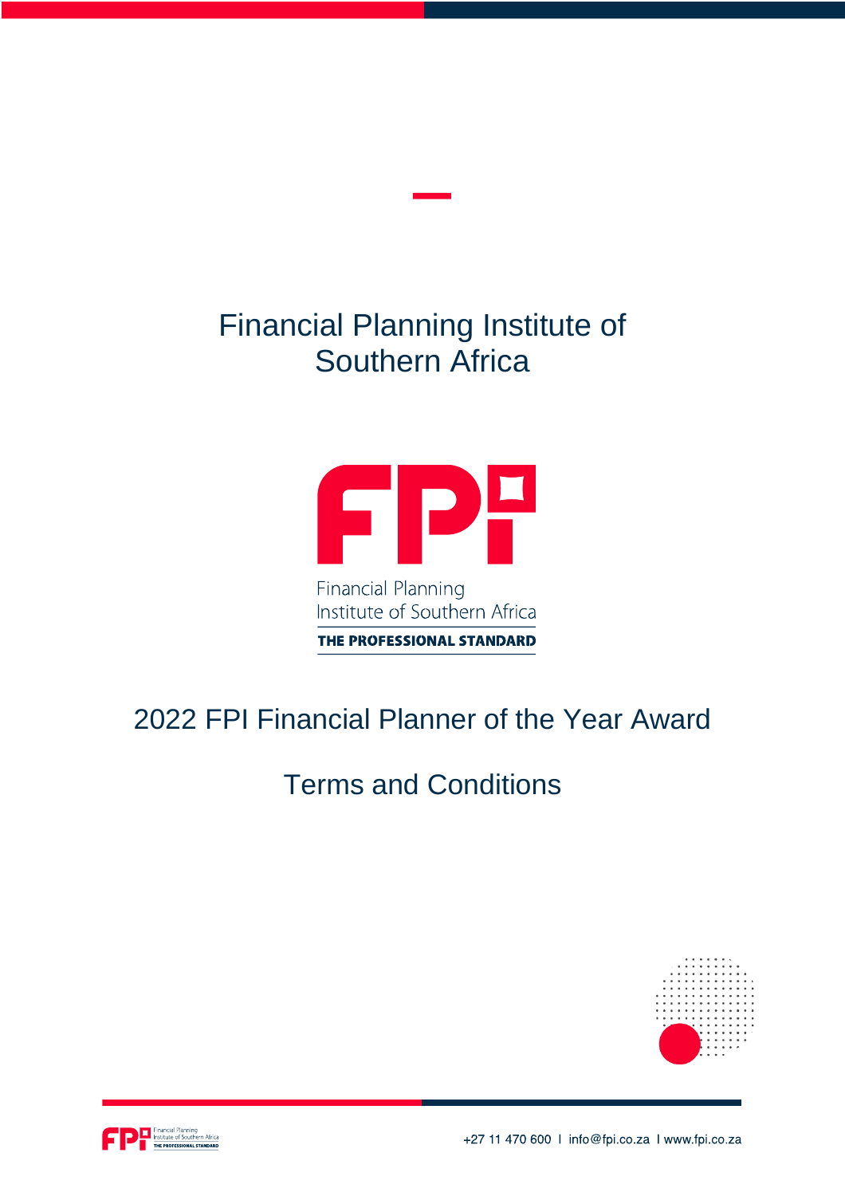# Financial Planning Institute of Southern Africa

## 2022 FPI Financial Planner of the Year Award

## Terms and Conditions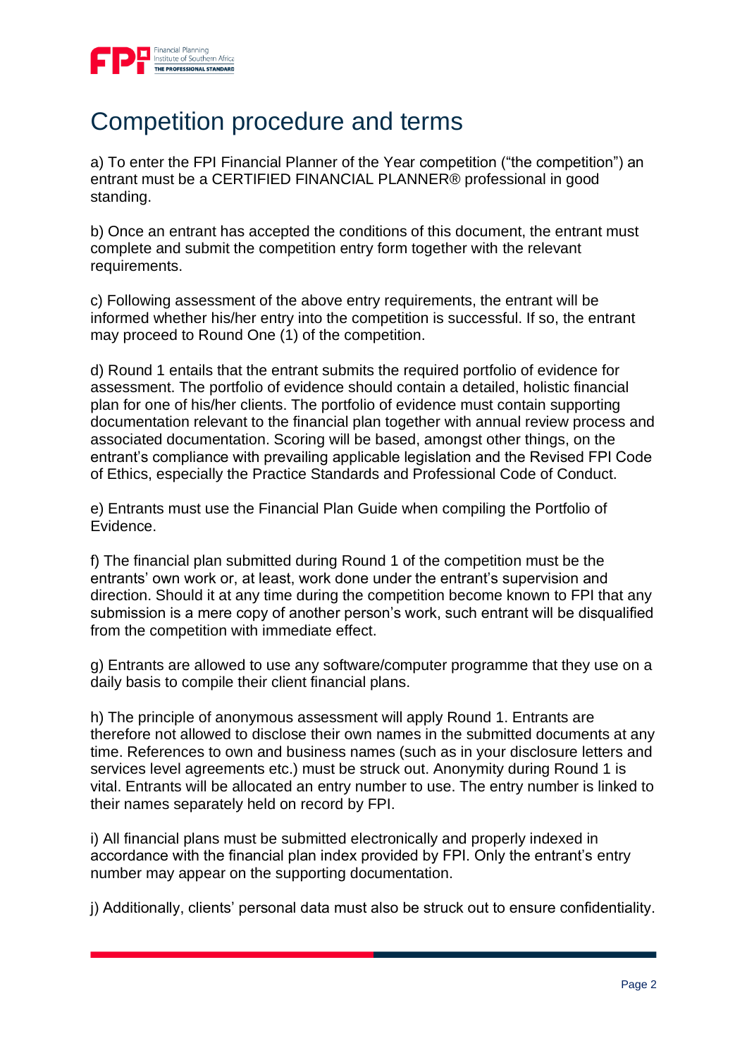# Competition procedure and terms

a) To enter the FPI Financial Planner of the Year competition ("the competition") an entrant must be a CERTIFIED FINANCIAL PLANNER® professional in good standing.

b) Once an entrant has accepted the conditions of this document, the entrant must complete and submit the competition entry form together with the relevant requirements.

c) Following assessment of the above entry requirements, the entrant will be informed whether his/her entry into the competition is successful. If so, the entrant may proceed to Round One (1) of the competition.

d) Round 1 entails that the entrant submits the required portfolio of evidence for assessment. The portfolio of evidence should contain a detailed, holistic financial plan for one of his/her clients. The portfolio of evidence must contain supporting documentation relevant to the financial plan together with annual review process and associated documentation. Scoring will be based, amongst other things, on the entrant's compliance with prevailing applicable legislation and the Revised FPI Code of Ethics, especially the Practice Standards and Professional Code of Conduct.

e) Entrants must use the Financial Plan Guide when compiling the Portfolio of Evidence.

f) The financial plan submitted during Round 1 of the competition must be the entrants' own work or, at least, work done under the entrant's supervision and direction. Should it at any time during the competition become known to FPI that any submission is a mere copy of another person's work, such entrant will be disqualified from the competition with immediate effect.

g) Entrants are allowed to use any software/computer programme that they use on a daily basis to compile their client financial plans.

h) The principle of anonymous assessment will apply Round 1. Entrants are therefore not allowed to disclose their own names in the submitted documents at any time. References to own and business names (such as in your disclosure letters and services level agreements etc.) must be struck out. Anonymity during Round 1 is vital. Entrants will be allocated an entry number to use. The entry number is linked to their names separately held on record by FPI.

i) All financial plans must be submitted electronically and properly indexed in accordance with the financial plan index provided by FPI. Only the entrant's entry number may appear on the supporting documentation.

j) Additionally, clients' personal data must also be struck out to ensure confidentiality.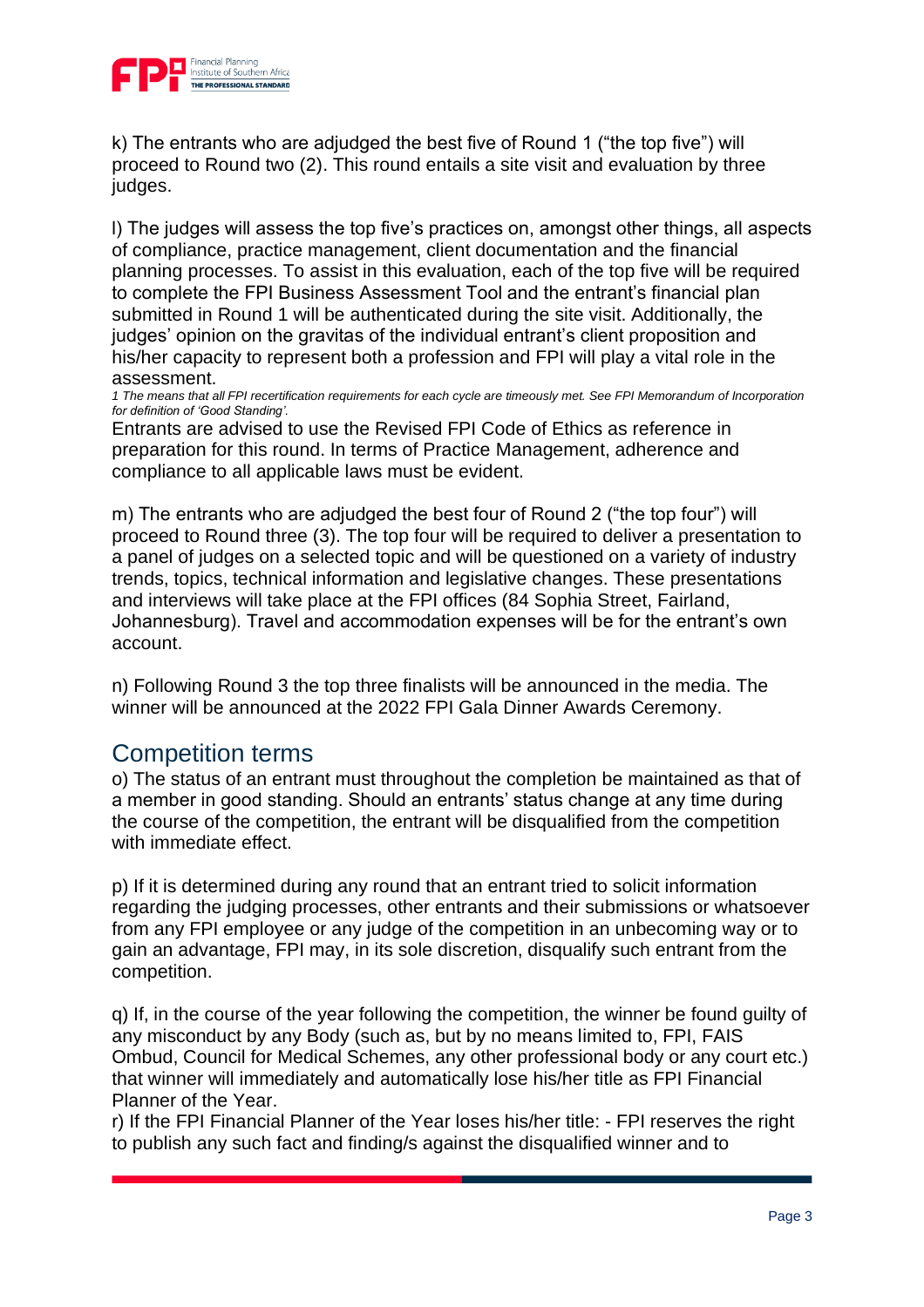k) The entrants who are adjudged the best five of Round 1 ("the top five") will proceed to Round two (2). This round entails a site visit and evaluation by three judges.

l) The judges will assess the top five's practices on, amongst other things, all aspects of compliance, practice management, client documentation and the financial planning processes. To assist in this evaluation, each of the top five will be required to complete the FPI Business Assessment Tool and the entrant's financial plan submitted in Round 1 will be authenticated during the site visit. Additionally, the judges' opinion on the gravitas of the individual entrant's client proposition and his/her capacity to represent both a profession and FPI will play a vital role in the assessment.

*1 The means that all FPI recertification requirements for each cycle are timeously met. See FPI Memorandum of Incorporation for definition of 'Good Standing'.*

Entrants are advised to use the Revised FPI Code of Ethics as reference in preparation for this round. In terms of Practice Management, adherence and compliance to all applicable laws must be evident.

m) The entrants who are adjudged the best four of Round 2 ("the top four") will proceed to Round three (3). The top four will be required to deliver a presentation to a panel of judges on a selected topic and will be questioned on a variety of industry trends, topics, technical information and legislative changes. These presentations and interviews will take place at the FPI offices (84 Sophia Street, Fairland, Johannesburg). Travel and accommodation expenses will be for the entrant's own account.

n) Following Round 3 the top three finalists will be announced in the media. The winner will be announced at the 2022 FPI Gala Dinner Awards Ceremony.

## Competition terms

o) The status of an entrant must throughout the completion be maintained as that of a member in good standing. Should an entrants' status change at any time during the course of the competition, the entrant will be disqualified from the competition with immediate effect.

p) If it is determined during any round that an entrant tried to solicit information regarding the judging processes, other entrants and their submissions or whatsoever from any FPI employee or any judge of the competition in an unbecoming way or to gain an advantage, FPI may, in its sole discretion, disqualify such entrant from the competition.

q) If, in the course of the year following the competition, the winner be found guilty of any misconduct by any Body (such as, but by no means limited to, FPI, FAIS Ombud, Council for Medical Schemes, any other professional body or any court etc.) that winner will immediately and automatically lose his/her title as FPI Financial Planner of the Year.

r) If the FPI Financial Planner of the Year loses his/her title: - FPI reserves the right to publish any such fact and finding/s against the disqualified winner and to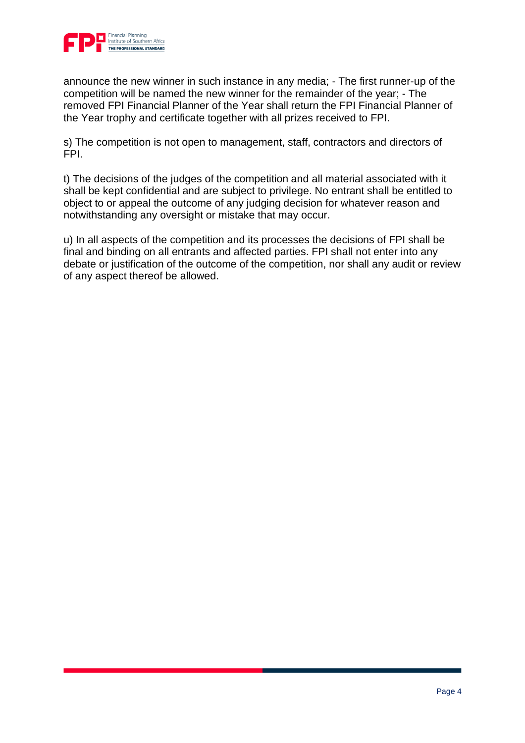announce the new winner in such instance in any media; - The first runner-up of the competition will be named the new winner for the remainder of the year; - The removed FPI Financial Planner of the Year shall return the FPI Financial Planner of the Year trophy and certificate together with all prizes received to FPI.

s) The competition is not open to management, staff, contractors and directors of FPI.

t) The decisions of the judges of the competition and all material associated with it shall be kept confidential and are subject to privilege. No entrant shall be entitled to object to or appeal the outcome of any judging decision for whatever reason and notwithstanding any oversight or mistake that may occur.

u) In all aspects of the competition and its processes the decisions of FPI shall be final and binding on all entrants and affected parties. FPI shall not enter into any debate or justification of the outcome of the competition, nor shall any audit or review of any aspect thereof be allowed.